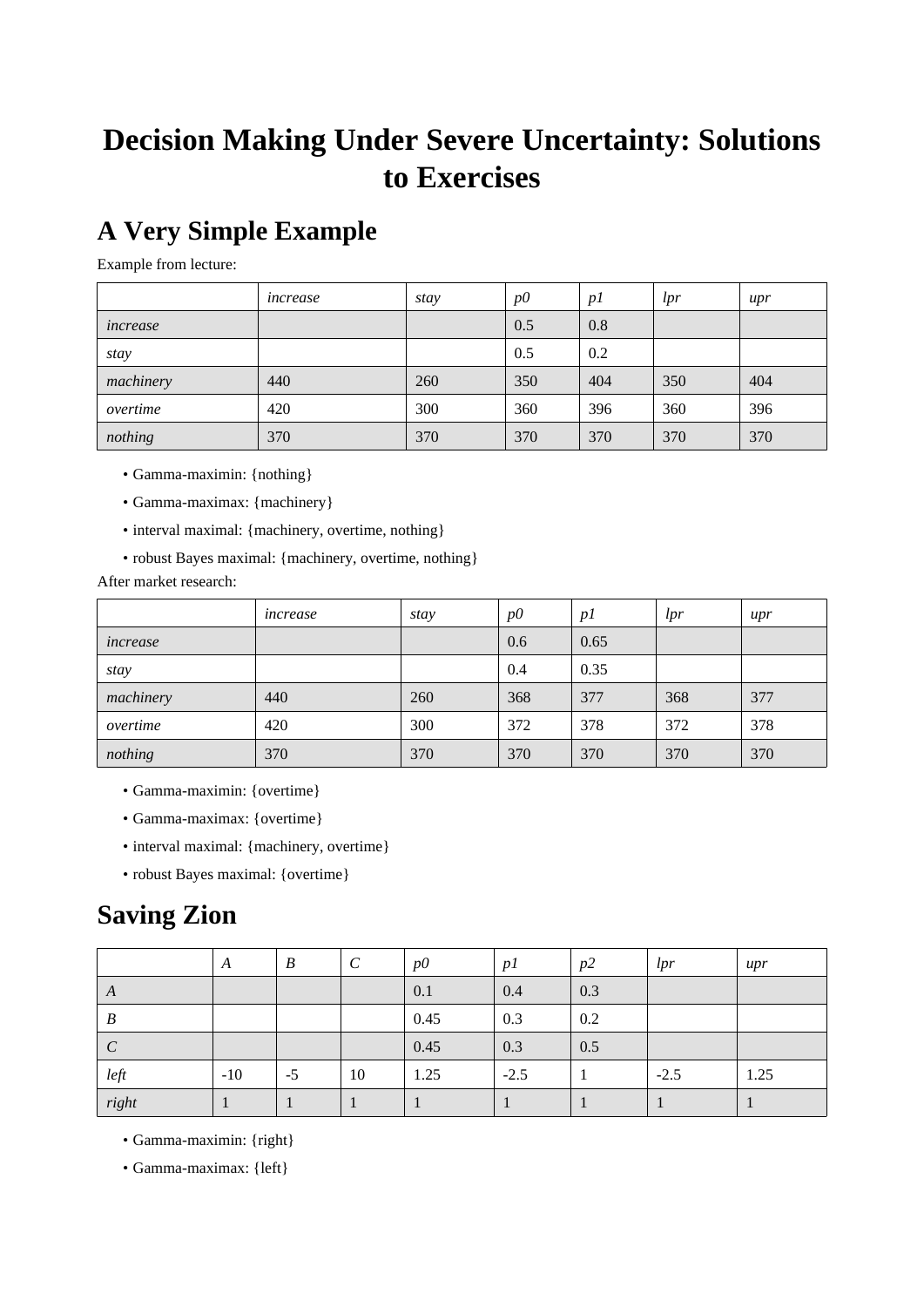# Decision Making Under Severe Uncertainty: Solutions to Exercises

## A Very Simple Example

Example from lecture:

| | *increase* | *stay* | *p0* | *p1* | *lpr* | *upr* |
|---|---|---|---|---|---|---|
| *increase* | | | 0.5 | 0.8 | | |
| *stay* | | | 0.5 | 0.2 | | |
| *machinery* | 440 | 260 | 350 | 404 | 350 | 404 |
| *overtime* | 420 | 300 | 360 | 396 | 360 | 396 |
| *nothing* | 370 | 370 | 370 | 370 | 370 | 370 |

- Gamma-maximin: {nothing}
- Gamma-maximax: {machinery}
- interval maximal: {machinery, overtime, nothing}
- robust Bayes maximal: {machinery, overtime, nothing}

After market research:

| | *increase* | *stay* | *p0* | *p1* | *lpr* | *upr* |
|---|---|---|---|---|---|---|
| *increase* | | | 0.6 | 0.65 | | |
| *stay* | | | 0.4 | 0.35 | | |
| *machinery* | 440 | 260 | 368 | 377 | 368 | 377 |
| *overtime* | 420 | 300 | 372 | 378 | 372 | 378 |
| *nothing* | 370 | 370 | 370 | 370 | 370 | 370 |

- Gamma-maximin: {overtime}
- Gamma-maximax: {overtime}
- interval maximal: {machinery, overtime}
- robust Bayes maximal: {overtime}

## Saving Zion

| | *A* | *B* | *C* | *p0* | *p1* | *p2* | *lpr* | *upr* |
|---|---|---|---|---|---|---|---|---|
| *A* | | | | 0.1 | 0.4 | 0.3 | | |
| *B* | | | | 0.45 | 0.3 | 0.2 | | |
| *C* | | | | 0.45 | 0.3 | 0.5 | | |
| *left* | -10 | -5 | 10 | 1.25 | -2.5 | 1 | -2.5 | 1.25 |
| *right* | 1 | 1 | 1 | 1 | 1 | 1 | 1 | 1 |

- Gamma-maximin: {right}
- Gamma-maximax: {left}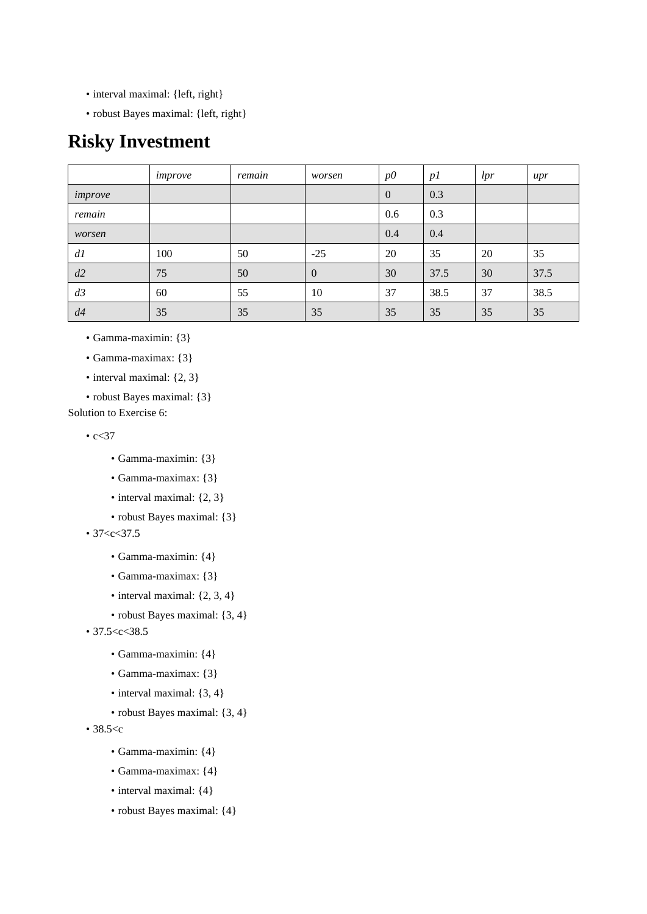- interval maximal: {left, right}
- robust Bayes maximal: {left, right}

# Risky Investment

| | *improve* | *remain* | *worsen* | *p0* | *p1* | *lpr* | *upr* |
|---|---|---|---|---|---|---|---|
| *improve* | | | | 0 | 0.3 | | |
| *remain* | | | | 0.6 | 0.3 | | |
| *worsen* | | | | 0.4 | 0.4 | | |
| *d1* | 100 | 50 | -25 | 20 | 35 | 20 | 35 |
| *d2* | 75 | 50 | 0 | 30 | 37.5 | 30 | 37.5 |
| *d3* | 60 | 55 | 10 | 37 | 38.5 | 37 | 38.5 |
| *d4* | 35 | 35 | 35 | 35 | 35 | 35 | 35 |

- Gamma-maximin: {3}
- Gamma-maximax: {3}
- interval maximal: {2, 3}
- robust Bayes maximal: {3}

Solution to Exercise 6:

- c<37
  - Gamma-maximin: {3}
  - Gamma-maximax: {3}
  - interval maximal: {2, 3}
  - robust Bayes maximal: {3}
- 37<c<37.5
  - Gamma-maximin: {4}
  - Gamma-maximax: {3}
  - interval maximal: {2, 3, 4}
  - robust Bayes maximal: {3, 4}
- 37.5<c<38.5
  - Gamma-maximin: {4}
  - Gamma-maximax: {3}
  - interval maximal: {3, 4}
  - robust Bayes maximal: {3, 4}
- 38.5<c
  - Gamma-maximin: {4}
  - Gamma-maximax: {4}
  - interval maximal: {4}
  - robust Bayes maximal: {4}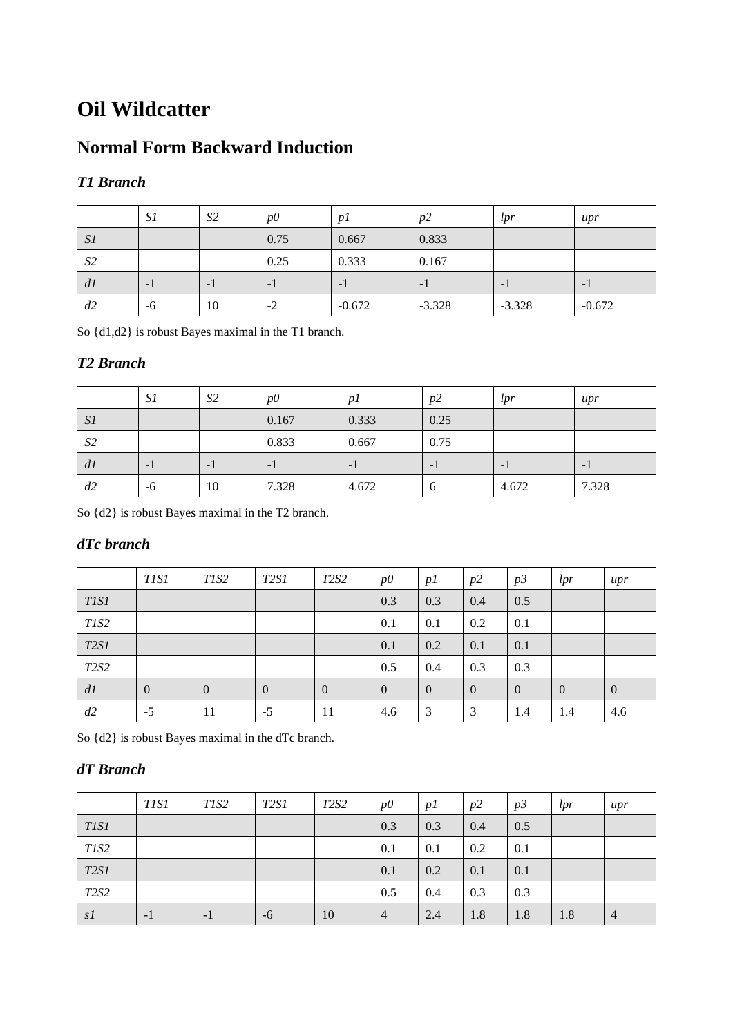# Oil Wildcatter

## Normal Form Backward Induction

### *T1 Branch*

| | *S1* | *S2* | *p0* | *p1* | *p2* | *lpr* | *upr* |
|---|---|---|---|---|---|---|---|
| *S1* | | | 0.75 | 0.667 | 0.833 | | |
| *S2* | | | 0.25 | 0.333 | 0.167 | | |
| *d1* | -1 | -1 | -1 | -1 | -1 | -1 | -1 |
| *d2* | -6 | 10 | -2 | -0.672 | -3.328 | -3.328 | -0.672 |

So {d1,d2} is robust Bayes maximal in the T1 branch.

### *T2 Branch*

| | *S1* | *S2* | *p0* | *p1* | *p2* | *lpr* | *upr* |
|---|---|---|---|---|---|---|---|
| *S1* | | | 0.167 | 0.333 | 0.25 | | |
| *S2* | | | 0.833 | 0.667 | 0.75 | | |
| *d1* | -1 | -1 | -1 | -1 | -1 | -1 | -1 |
| *d2* | -6 | 10 | 7.328 | 4.672 | 6 | 4.672 | 7.328 |

So {d2} is robust Bayes maximal in the T2 branch.

### *dTc branch*

| | *T1S1* | *T1S2* | *T2S1* | *T2S2* | *p0* | *p1* | *p2* | *p3* | *lpr* | *upr* |
|---|---|---|---|---|---|---|---|---|---|---|
| *T1S1* | | | | | 0.3 | 0.3 | 0.4 | 0.5 | | |
| *T1S2* | | | | | 0.1 | 0.1 | 0.2 | 0.1 | | |
| *T2S1* | | | | | 0.1 | 0.2 | 0.1 | 0.1 | | |
| *T2S2* | | | | | 0.5 | 0.4 | 0.3 | 0.3 | | |
| *d1* | 0 | 0 | 0 | 0 | 0 | 0 | 0 | 0 | 0 | 0 |
| *d2* | -5 | 11 | -5 | 11 | 4.6 | 3 | 3 | 1.4 | 1.4 | 4.6 |

So {d2} is robust Bayes maximal in the dTc branch.

### *dT Branch*

| | *T1S1* | *T1S2* | *T2S1* | *T2S2* | *p0* | *p1* | *p2* | *p3* | *lpr* | *upr* |
|---|---|---|---|---|---|---|---|---|---|---|
| *T1S1* | | | | | 0.3 | 0.3 | 0.4 | 0.5 | | |
| *T1S2* | | | | | 0.1 | 0.1 | 0.2 | 0.1 | | |
| *T2S1* | | | | | 0.1 | 0.2 | 0.1 | 0.1 | | |
| *T2S2* | | | | | 0.5 | 0.4 | 0.3 | 0.3 | | |
| *s1* | -1 | -1 | -6 | 10 | 4 | 2.4 | 1.8 | 1.8 | 1.8 | 4 |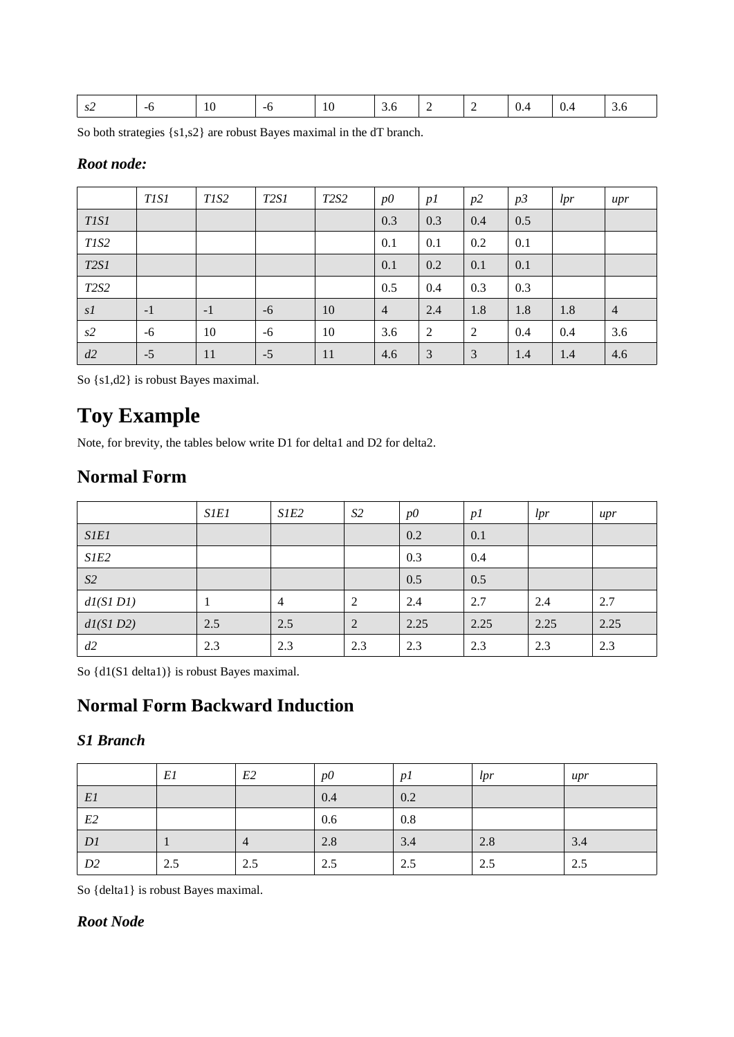| s2 | -6 | 10 | -6 | 10 | 3.6 | 2 | 2 | 0.4 | 0.4 | 3.6 |
|---|---|---|---|---|---|---|---|---|---|---|

So both strategies {s1,s2} are robust Bayes maximal in the dT branch.

### *Root node:*

| | *T1S1* | *T1S2* | *T2S1* | *T2S2* | *p0* | *p1* | *p2* | *p3* | *lpr* | *upr* |
|---|---|---|---|---|---|---|---|---|---|---|
| *T1S1* | | | | | 0.3 | 0.3 | 0.4 | 0.5 | | |
| *T1S2* | | | | | 0.1 | 0.1 | 0.2 | 0.1 | | |
| *T2S1* | | | | | 0.1 | 0.2 | 0.1 | 0.1 | | |
| *T2S2* | | | | | 0.5 | 0.4 | 0.3 | 0.3 | | |
| *s1* | -1 | -1 | -6 | 10 | 4 | 2.4 | 1.8 | 1.8 | 1.8 | 4 |
| *s2* | -6 | 10 | -6 | 10 | 3.6 | 2 | 2 | 0.4 | 0.4 | 3.6 |
| *d2* | -5 | 11 | -5 | 11 | 4.6 | 3 | 3 | 1.4 | 1.4 | 4.6 |

So {s1,d2} is robust Bayes maximal.

# Toy Example

Note, for brevity, the tables below write D1 for delta1 and D2 for delta2.

## Normal Form

| | *S1E1* | *S1E2* | *S2* | *p0* | *p1* | *lpr* | *upr* |
|---|---|---|---|---|---|---|---|
| *S1E1* | | | | 0.2 | 0.1 | | |
| *S1E2* | | | | 0.3 | 0.4 | | |
| *S2* | | | | 0.5 | 0.5 | | |
| *d1(S1 D1)* | 1 | 4 | 2 | 2.4 | 2.7 | 2.4 | 2.7 |
| *d1(S1 D2)* | 2.5 | 2.5 | 2 | 2.25 | 2.25 | 2.25 | 2.25 |
| *d2* | 2.3 | 2.3 | 2.3 | 2.3 | 2.3 | 2.3 | 2.3 |

So {d1(S1 delta1)} is robust Bayes maximal.

## Normal Form Backward Induction

### *S1 Branch*

| | *E1* | *E2* | *p0* | *p1* | *lpr* | *upr* |
|---|---|---|---|---|---|---|
| *E1* | | | 0.4 | 0.2 | | |
| *E2* | | | 0.6 | 0.8 | | |
| *D1* | 1 | 4 | 2.8 | 3.4 | 2.8 | 3.4 |
| *D2* | 2.5 | 2.5 | 2.5 | 2.5 | 2.5 | 2.5 |

So {delta1} is robust Bayes maximal.

### *Root Node*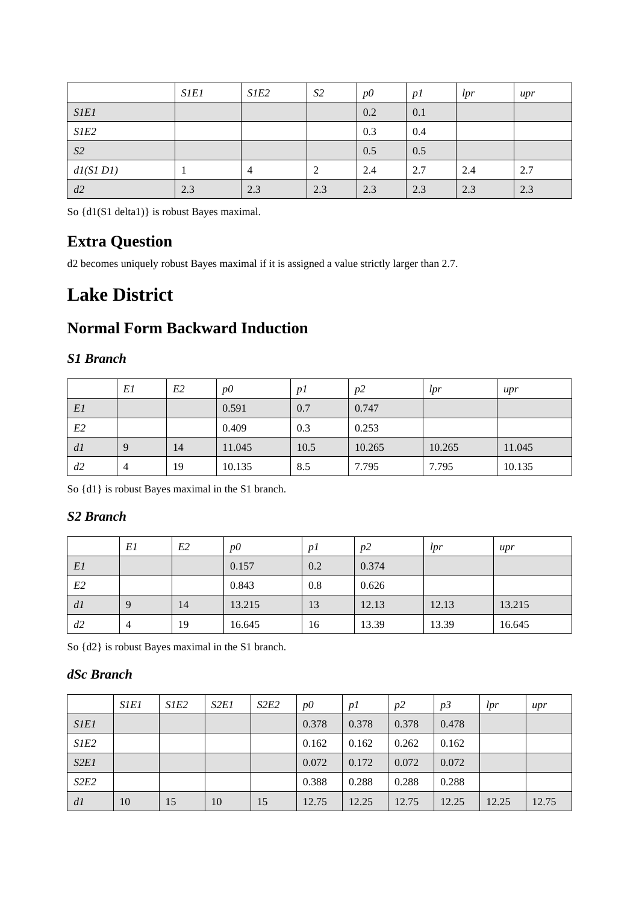|  | *S1E1* | *S1E2* | *S2* | *p0* | *p1* | *lpr* | *upr* |
| --- | --- | --- | --- | --- | --- | --- | --- |
| *S1E1* |  |  |  | 0.2 | 0.1 |  |  |
| *S1E2* |  |  |  | 0.3 | 0.4 |  |  |
| *S2* |  |  |  | 0.5 | 0.5 |  |  |
| *d1(S1 D1)* | 1 | 4 | 2 | 2.4 | 2.7 | 2.4 | 2.7 |
| *d2* | 2.3 | 2.3 | 2.3 | 2.3 | 2.3 | 2.3 | 2.3 |

So {d1(S1 delta1)} is robust Bayes maximal.

## Extra Question

d2 becomes uniquely robust Bayes maximal if it is assigned a value strictly larger than 2.7.

# Lake District

## Normal Form Backward Induction

### *S1 Branch*

|  | *E1* | *E2* | *p0* | *p1* | *p2* | *lpr* | *upr* |
| --- | --- | --- | --- | --- | --- | --- | --- |
| *E1* |  |  | 0.591 | 0.7 | 0.747 |  |  |
| *E2* |  |  | 0.409 | 0.3 | 0.253 |  |  |
| *d1* | 9 | 14 | 11.045 | 10.5 | 10.265 | 10.265 | 11.045 |
| *d2* | 4 | 19 | 10.135 | 8.5 | 7.795 | 7.795 | 10.135 |

So {d1} is robust Bayes maximal in the S1 branch.

### *S2 Branch*

|  | *E1* | *E2* | *p0* | *p1* | *p2* | *lpr* | *upr* |
| --- | --- | --- | --- | --- | --- | --- | --- |
| *E1* |  |  | 0.157 | 0.2 | 0.374 |  |  |
| *E2* |  |  | 0.843 | 0.8 | 0.626 |  |  |
| *d1* | 9 | 14 | 13.215 | 13 | 12.13 | 12.13 | 13.215 |
| *d2* | 4 | 19 | 16.645 | 16 | 13.39 | 13.39 | 16.645 |

So {d2} is robust Bayes maximal in the S1 branch.

### *dSc Branch*

|  | *S1E1* | *S1E2* | *S2E1* | *S2E2* | *p0* | *p1* | *p2* | *p3* | *lpr* | *upr* |
| --- | --- | --- | --- | --- | --- | --- | --- | --- | --- | --- |
| *S1E1* |  |  |  |  | 0.378 | 0.378 | 0.378 | 0.478 |  |  |
| *S1E2* |  |  |  |  | 0.162 | 0.162 | 0.262 | 0.162 |  |  |
| *S2E1* |  |  |  |  | 0.072 | 0.172 | 0.072 | 0.072 |  |  |
| *S2E2* |  |  |  |  | 0.388 | 0.288 | 0.288 | 0.288 |  |  |
| *d1* | 10 | 15 | 10 | 15 | 12.75 | 12.25 | 12.75 | 12.25 | 12.25 | 12.75 |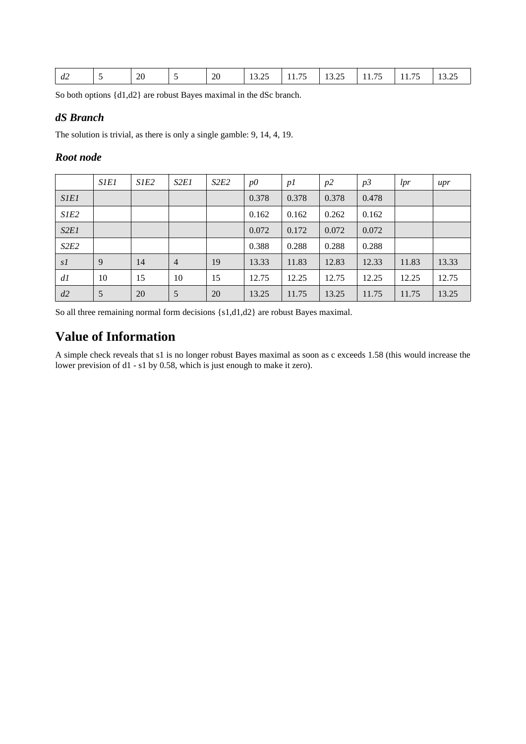| | | | | | | | | | | |
|---|---|---|---|---|---|---|---|---|---|---|
| *d2* | 5 | 20 | 5 | 20 | 13.25 | 11.75 | 13.25 | 11.75 | 11.75 | 13.25 |

So both options {d1,d2} are robust Bayes maximal in the dSc branch.

### *dS Branch*

The solution is trivial, as there is only a single gamble: 9, 14, 4, 19.

### *Root node*

| | *S1E1* | *S1E2* | *S2E1* | *S2E2* | *p0* | *p1* | *p2* | *p3* | *lpr* | *upr* |
|---|---|---|---|---|---|---|---|---|---|---|
| *S1E1* | | | | | 0.378 | 0.378 | 0.378 | 0.478 | | |
| *S1E2* | | | | | 0.162 | 0.162 | 0.262 | 0.162 | | |
| *S2E1* | | | | | 0.072 | 0.172 | 0.072 | 0.072 | | |
| *S2E2* | | | | | 0.388 | 0.288 | 0.288 | 0.288 | | |
| *s1* | 9 | 14 | 4 | 19 | 13.33 | 11.83 | 12.83 | 12.33 | 11.83 | 13.33 |
| *d1* | 10 | 15 | 10 | 15 | 12.75 | 12.25 | 12.75 | 12.25 | 12.25 | 12.75 |
| *d2* | 5 | 20 | 5 | 20 | 13.25 | 11.75 | 13.25 | 11.75 | 11.75 | 13.25 |

So all three remaining normal form decisions {s1,d1,d2} are robust Bayes maximal.

## Value of Information

A simple check reveals that s1 is no longer robust Bayes maximal as soon as c exceeds 1.58 (this would increase the lower prevision of d1 - s1 by 0.58, which is just enough to make it zero).